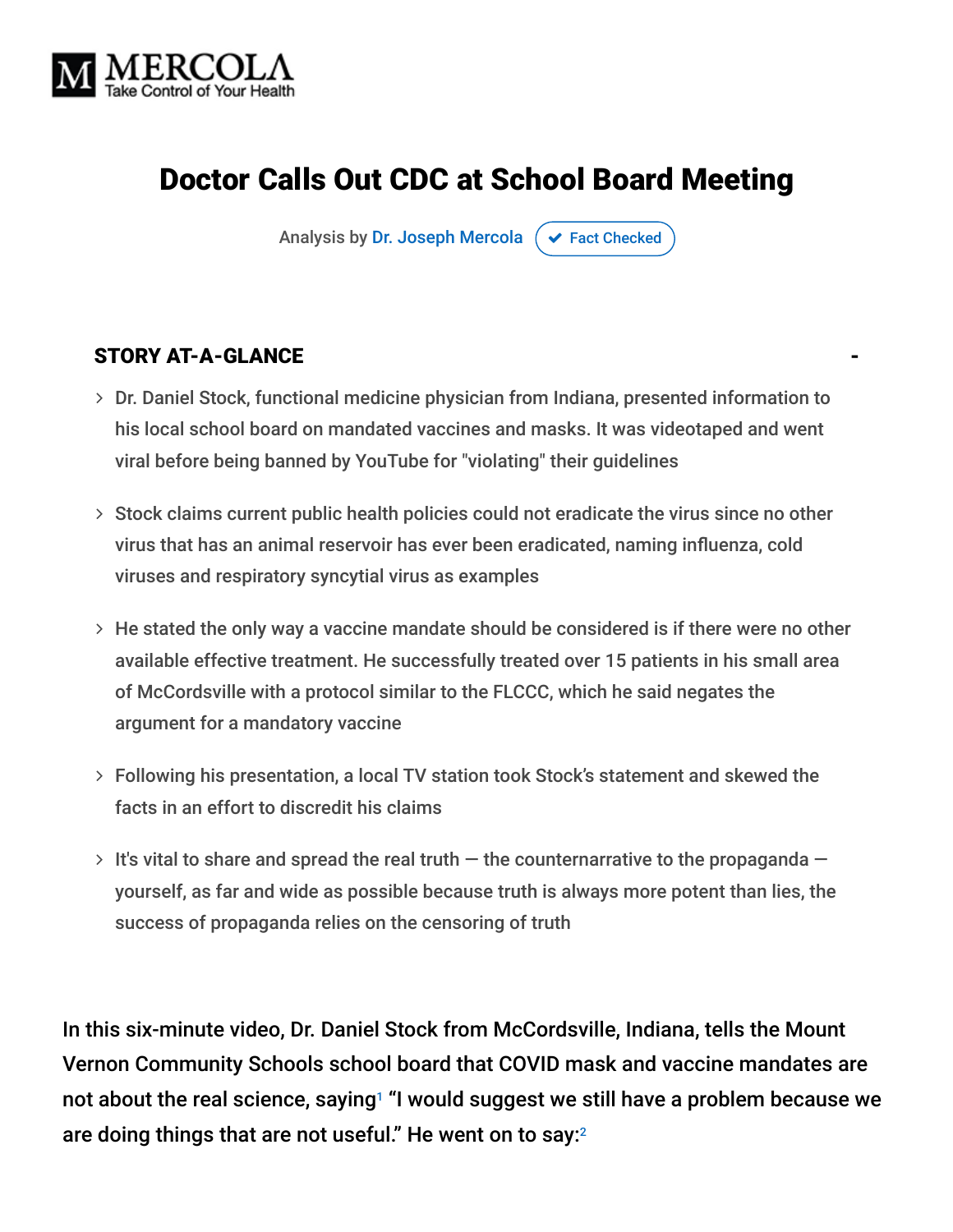# Doctor Calls Out CDC at School Board Meeting

Analysis by Dr. Joseph Mercola ✔ Fact Checked

## STORY AT-A-GLANCE

- Dr. Daniel Stock, functional medicine physician from Indiana, presented information to his local school board on mandated vaccines and masks. It was videotaped and went viral before being banned by YouTube for "violating" their guidelines
- Stock claims current public health policies could not eradicate the virus since no other virus that has an animal reservoir has ever been eradicated, naming influenza, cold viruses and respiratory syncytial virus as examples
- He stated the only way a vaccine mandate should be considered is if there were no other available effective treatment. He successfully treated over 15 patients in his small area of McCordsville with a protocol similar to the FLCCC, which he said negates the argument for a mandatory vaccine
- Following his presentation, a local TV station took Stock's statement and skewed the facts in an effort to discredit his claims
- It's vital to share and spread the real truth — the counternarrative to the propaganda — yourself, as far and wide as possible because truth is always more potent than lies, the success of propaganda relies on the censoring of truth

In this six-minute video, Dr. Daniel Stock from McCordsville, Indiana, tells the Mount Vernon Community Schools school board that COVID mask and vaccine mandates are not about the real science, saying[1] "I would suggest we still have a problem because we are doing things that are not useful." He went on to say:[2]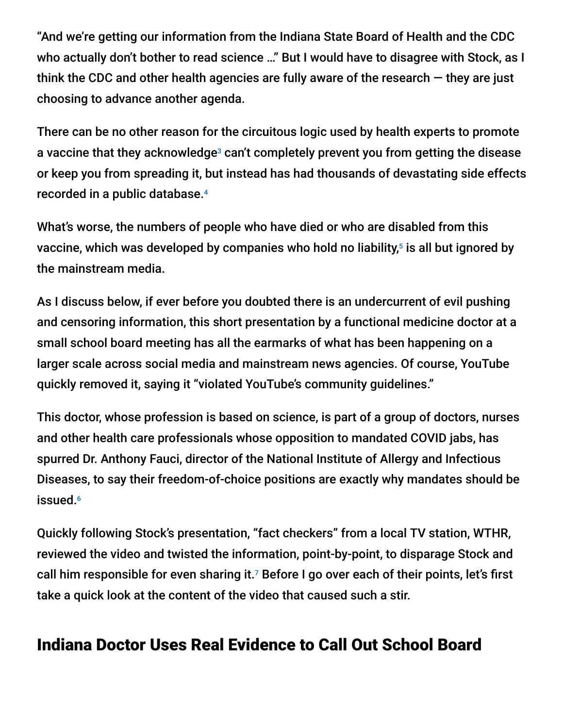"And we're getting our information from the Indiana State Board of Health and the CDC who actually don't bother to read science …" But I would have to disagree with Stock, as I think the CDC and other health agencies are fully aware of the research — they are just choosing to advance another agenda.

There can be no other reason for the circuitous logic used by health experts to promote a vaccine that they acknowledge[3] can't completely prevent you from getting the disease or keep you from spreading it, but instead has had thousands of devastating side effects recorded in a public database.[4]

What's worse, the numbers of people who have died or who are disabled from this vaccine, which was developed by companies who hold no liability,[5] is all but ignored by the mainstream media.

As I discuss below, if ever before you doubted there is an undercurrent of evil pushing and censoring information, this short presentation by a functional medicine doctor at a small school board meeting has all the earmarks of what has been happening on a larger scale across social media and mainstream news agencies. Of course, YouTube quickly removed it, saying it "violated YouTube's community guidelines."

This doctor, whose profession is based on science, is part of a group of doctors, nurses and other health care professionals whose opposition to mandated COVID jabs, has spurred Dr. Anthony Fauci, director of the National Institute of Allergy and Infectious Diseases, to say their freedom-of-choice positions are exactly why mandates should be issued.[6]

Quickly following Stock's presentation, "fact checkers" from a local TV station, WTHR, reviewed the video and twisted the information, point-by-point, to disparage Stock and call him responsible for even sharing it.[7] Before I go over each of their points, let's first take a quick look at the content of the video that caused such a stir.

## Indiana Doctor Uses Real Evidence to Call Out School Board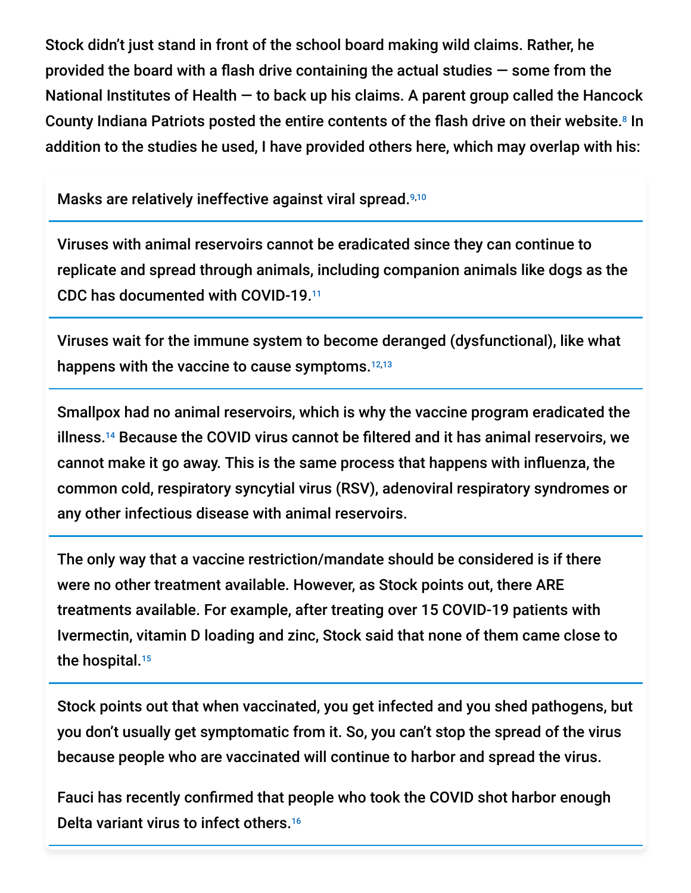Stock didn't just stand in front of the school board making wild claims. Rather, he provided the board with a flash drive containing the actual studies — some from the National Institutes of Health — to back up his claims. A parent group called the Hancock County Indiana Patriots posted the entire contents of the flash drive on their website.[8] In addition to the studies he used, I have provided others here, which may overlap with his:

Masks are relatively ineffective against viral spread.[9,10]

---

Viruses with animal reservoirs cannot be eradicated since they can continue to replicate and spread through animals, including companion animals like dogs as the CDC has documented with COVID-19.[11]

---

Viruses wait for the immune system to become deranged (dysfunctional), like what happens with the vaccine to cause symptoms.[12,13]

---

Smallpox had no animal reservoirs, which is why the vaccine program eradicated the illness.[14] Because the COVID virus cannot be filtered and it has animal reservoirs, we cannot make it go away. This is the same process that happens with influenza, the common cold, respiratory syncytial virus (RSV), adenoviral respiratory syndromes or any other infectious disease with animal reservoirs.

---

The only way that a vaccine restriction/mandate should be considered is if there were no other treatment available. However, as Stock points out, there ARE treatments available. For example, after treating over 15 COVID-19 patients with Ivermectin, vitamin D loading and zinc, Stock said that none of them came close to the hospital.[15]

---

Stock points out that when vaccinated, you get infected and you shed pathogens, but you don't usually get symptomatic from it. So, you can't stop the spread of the virus because people who are vaccinated will continue to harbor and spread the virus.

Fauci has recently confirmed that people who took the COVID shot harbor enough Delta variant virus to infect others.[16]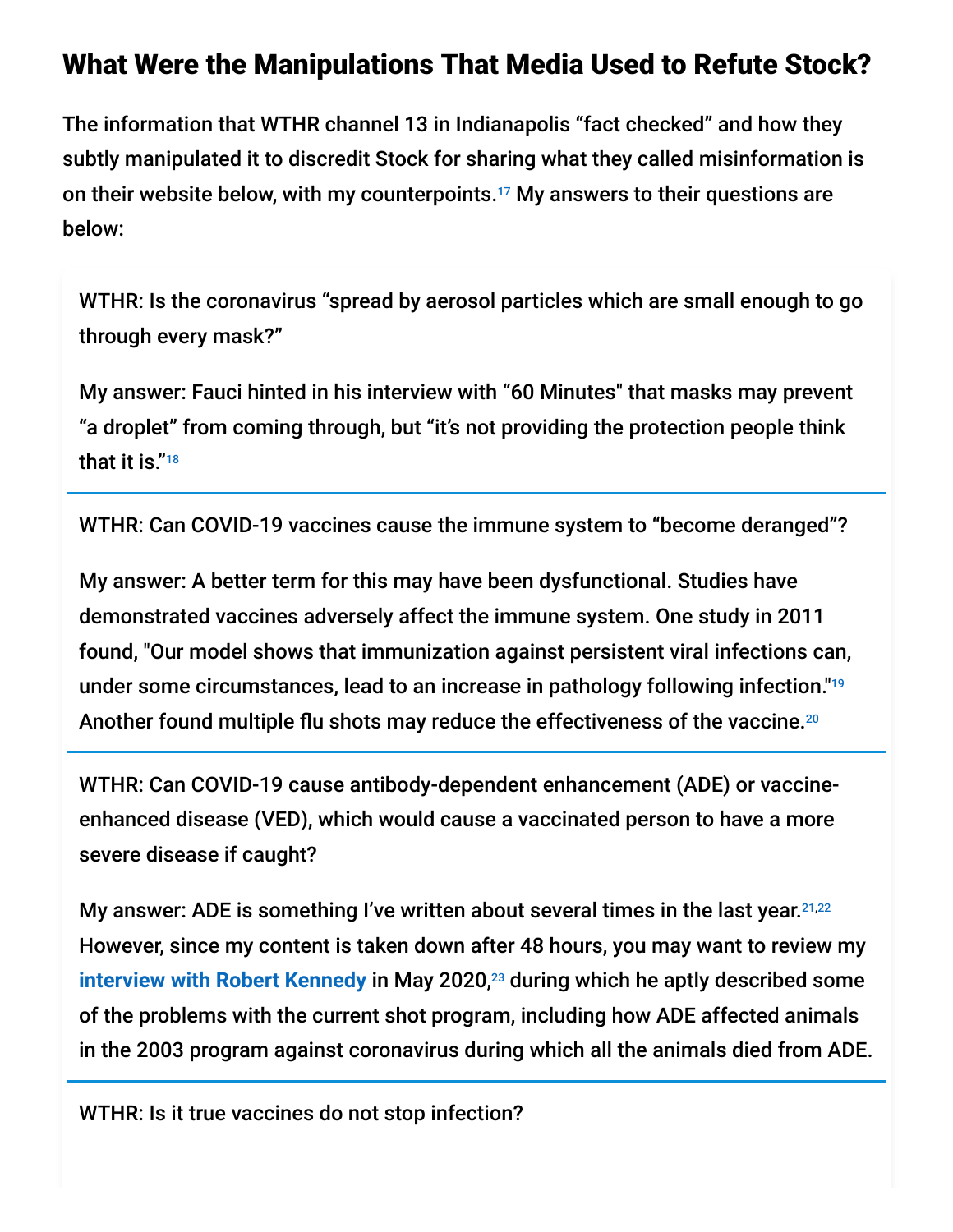## What Were the Manipulations That Media Used to Refute Stock?

The information that WTHR channel 13 in Indianapolis "fact checked" and how they subtly manipulated it to discredit Stock for sharing what they called misinformation is on their website below, with my counterpoints.[17] My answers to their questions are below:

WTHR: Is the coronavirus "spread by aerosol particles which are small enough to go through every mask?"

My answer: Fauci hinted in his interview with "60 Minutes" that masks may prevent "a droplet" from coming through, but "it's not providing the protection people think that it is."[18]

---

WTHR: Can COVID-19 vaccines cause the immune system to "become deranged"?

My answer: A better term for this may have been dysfunctional. Studies have demonstrated vaccines adversely affect the immune system. One study in 2011 found, "Our model shows that immunization against persistent viral infections can, under some circumstances, lead to an increase in pathology following infection."[19] Another found multiple flu shots may reduce the effectiveness of the vaccine.[20]

---

WTHR: Can COVID-19 cause antibody-dependent enhancement (ADE) or vaccine-enhanced disease (VED), which would cause a vaccinated person to have a more severe disease if caught?

My answer: ADE is something I've written about several times in the last year.[21,22] However, since my content is taken down after 48 hours, you may want to review my interview with Robert Kennedy in May 2020,[23] during which he aptly described some of the problems with the current shot program, including how ADE affected animals in the 2003 program against coronavirus during which all the animals died from ADE.

---

WTHR: Is it true vaccines do not stop infection?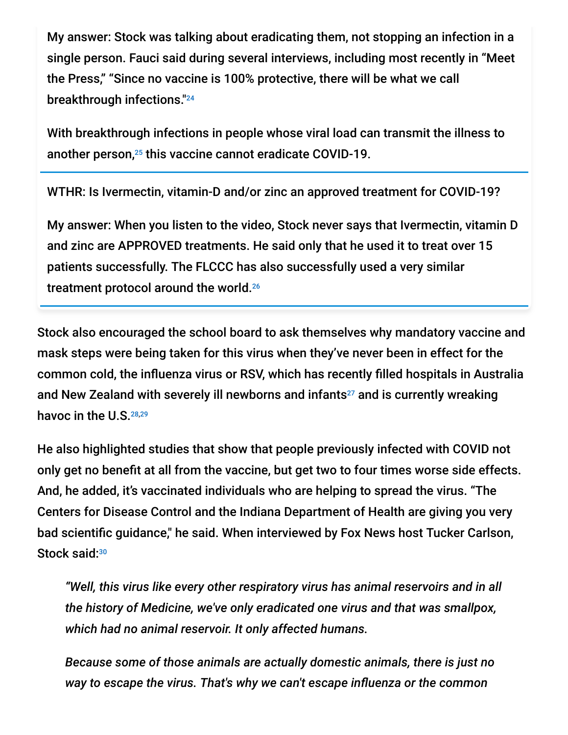My answer: Stock was talking about eradicating them, not stopping an infection in a single person. Fauci said during several interviews, including most recently in "Meet the Press," "Since no vaccine is 100% protective, there will be what we call breakthrough infections."[24]

With breakthrough infections in people whose viral load can transmit the illness to another person,[25] this vaccine cannot eradicate COVID-19.

---

WTHR: Is Ivermectin, vitamin-D and/or zinc an approved treatment for COVID-19?

My answer: When you listen to the video, Stock never says that Ivermectin, vitamin D and zinc are APPROVED treatments. He said only that he used it to treat over 15 patients successfully. The FLCCC has also successfully used a very similar treatment protocol around the world.[26]

---

Stock also encouraged the school board to ask themselves why mandatory vaccine and mask steps were being taken for this virus when they've never been in effect for the common cold, the influenza virus or RSV, which has recently filled hospitals in Australia and New Zealand with severely ill newborns and infants[27] and is currently wreaking havoc in the U.S.[28,29]

He also highlighted studies that show that people previously infected with COVID not only get no benefit at all from the vaccine, but get two to four times worse side effects. And, he added, it's vaccinated individuals who are helping to spread the virus. "The Centers for Disease Control and the Indiana Department of Health are giving you very bad scientific guidance," he said. When interviewed by Fox News host Tucker Carlson, Stock said:[30]

> *"Well, this virus like every other respiratory virus has animal reservoirs and in all the history of Medicine, we've only eradicated one virus and that was smallpox, which had no animal reservoir. It only affected humans.*
>
> *Because some of those animals are actually domestic animals, there is just no way to escape the virus. That's why we can't escape influenza or the common*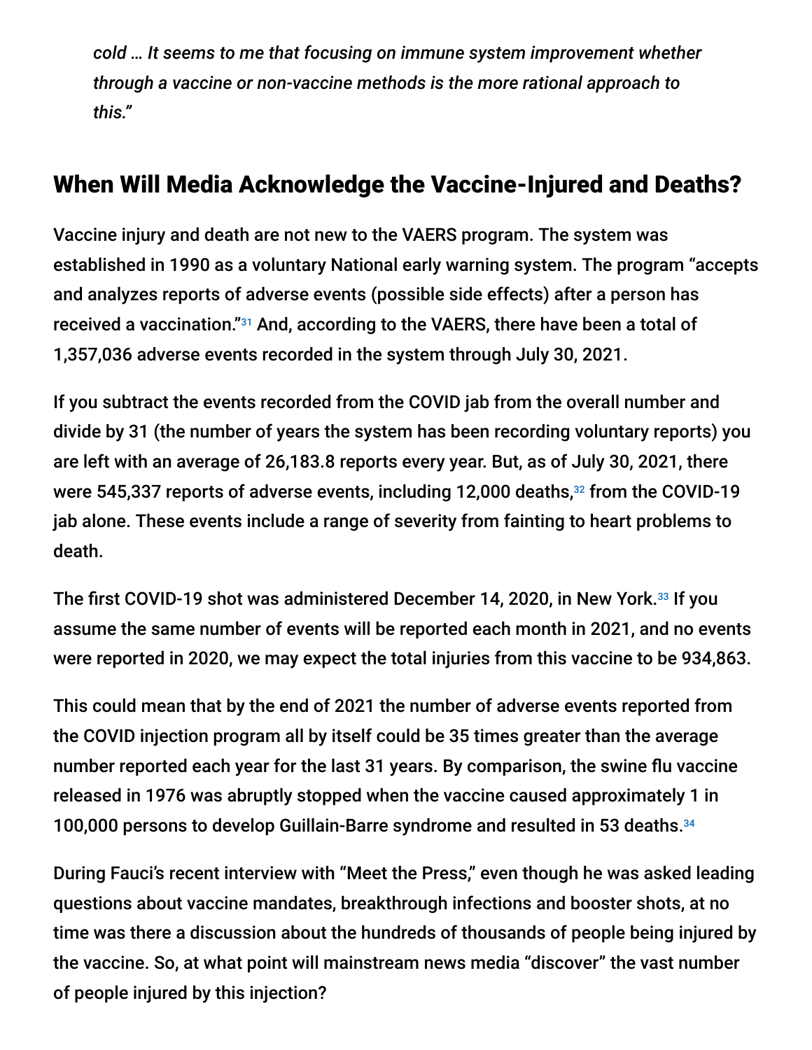*cold … It seems to me that focusing on immune system improvement whether through a vaccine or non-vaccine methods is the more rational approach to this."*

## When Will Media Acknowledge the Vaccine-Injured and Deaths?

Vaccine injury and death are not new to the VAERS program. The system was established in 1990 as a voluntary National early warning system. The program "accepts and analyzes reports of adverse events (possible side effects) after a person has received a vaccination."[31] And, according to the VAERS, there have been a total of 1,357,036 adverse events recorded in the system through July 30, 2021.

If you subtract the events recorded from the COVID jab from the overall number and divide by 31 (the number of years the system has been recording voluntary reports) you are left with an average of 26,183.8 reports every year. But, as of July 30, 2021, there were 545,337 reports of adverse events, including 12,000 deaths,[32] from the COVID-19 jab alone. These events include a range of severity from fainting to heart problems to death.

The first COVID-19 shot was administered December 14, 2020, in New York.[33] If you assume the same number of events will be reported each month in 2021, and no events were reported in 2020, we may expect the total injuries from this vaccine to be 934,863.

This could mean that by the end of 2021 the number of adverse events reported from the COVID injection program all by itself could be 35 times greater than the average number reported each year for the last 31 years. By comparison, the swine flu vaccine released in 1976 was abruptly stopped when the vaccine caused approximately 1 in 100,000 persons to develop Guillain-Barre syndrome and resulted in 53 deaths.[34]

During Fauci's recent interview with "Meet the Press," even though he was asked leading questions about vaccine mandates, breakthrough infections and booster shots, at no time was there a discussion about the hundreds of thousands of people being injured by the vaccine. So, at what point will mainstream news media "discover" the vast number of people injured by this injection?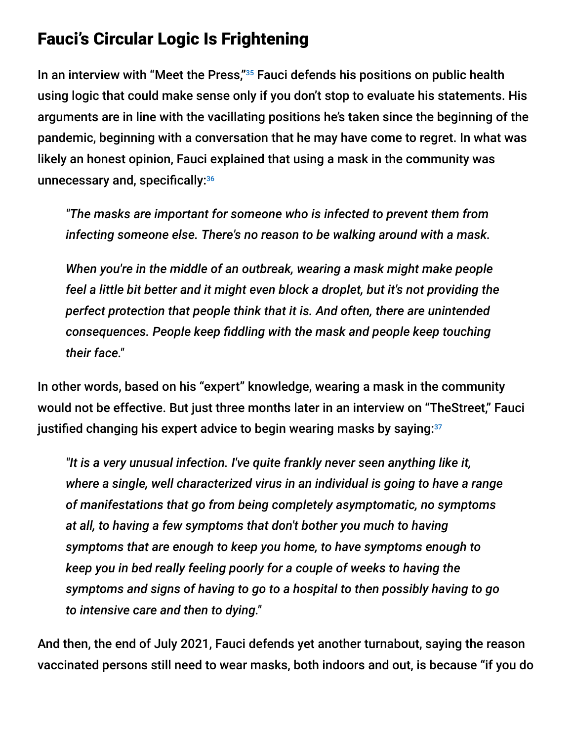## Fauci's Circular Logic Is Frightening

In an interview with "Meet the Press,"[35] Fauci defends his positions on public health using logic that could make sense only if you don't stop to evaluate his statements. His arguments are in line with the vacillating positions he's taken since the beginning of the pandemic, beginning with a conversation that he may have come to regret. In what was likely an honest opinion, Fauci explained that using a mask in the community was unnecessary and, specifically:[36]

> *"The masks are important for someone who is infected to prevent them from infecting someone else. There's no reason to be walking around with a mask.*
>
> *When you're in the middle of an outbreak, wearing a mask might make people feel a little bit better and it might even block a droplet, but it's not providing the perfect protection that people think that it is. And often, there are unintended consequences. People keep fiddling with the mask and people keep touching their face."*

In other words, based on his "expert" knowledge, wearing a mask in the community would not be effective. But just three months later in an interview on "TheStreet," Fauci justified changing his expert advice to begin wearing masks by saying:[37]

> *"It is a very unusual infection. I've quite frankly never seen anything like it, where a single, well characterized virus in an individual is going to have a range of manifestations that go from being completely asymptomatic, no symptoms at all, to having a few symptoms that don't bother you much to having symptoms that are enough to keep you home, to have symptoms enough to keep you in bed really feeling poorly for a couple of weeks to having the symptoms and signs of having to go to a hospital to then possibly having to go to intensive care and then to dying."*

And then, the end of July 2021, Fauci defends yet another turnabout, saying the reason vaccinated persons still need to wear masks, both indoors and out, is because "if you do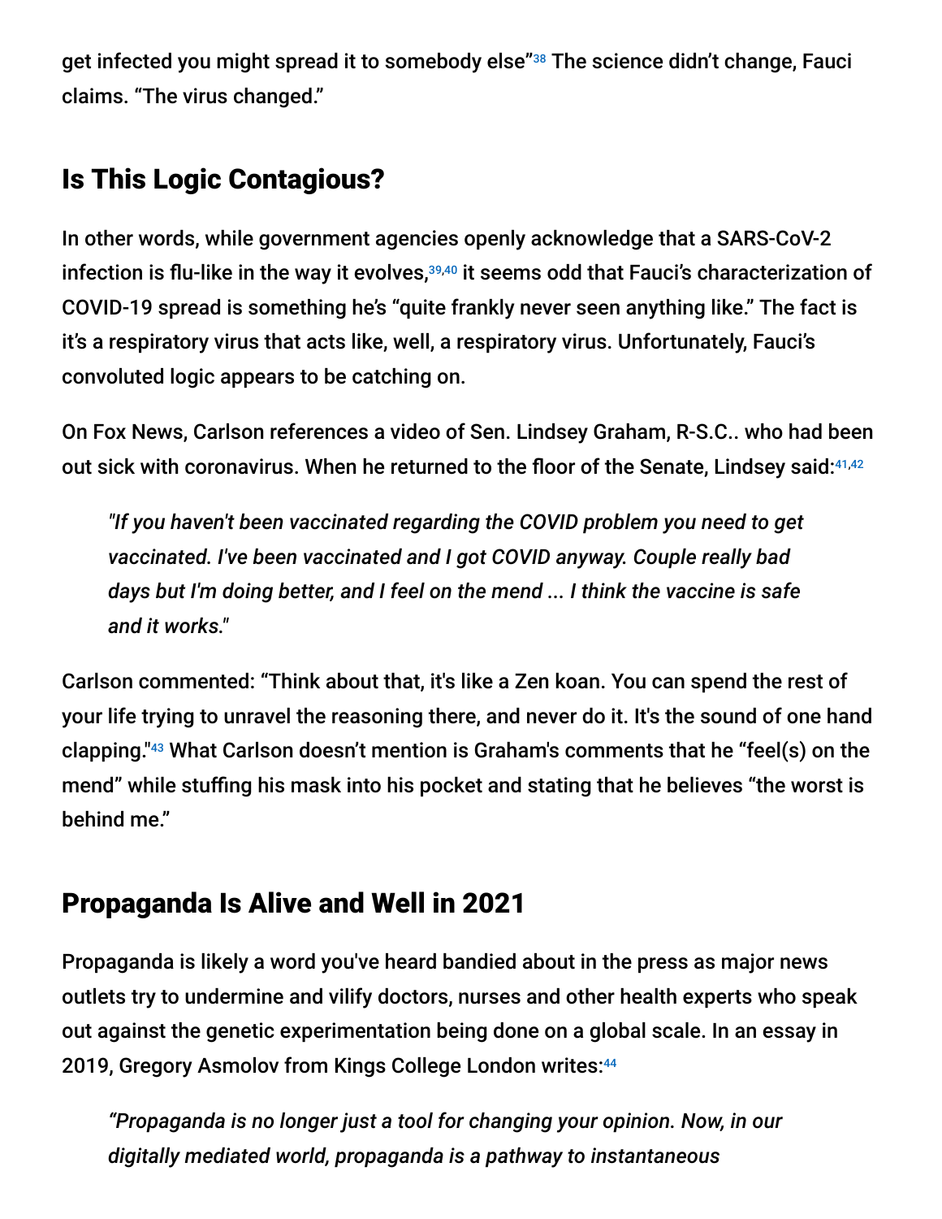get infected you might spread it to somebody else"[38] The science didn't change, Fauci claims. "The virus changed."

## Is This Logic Contagious?

In other words, while government agencies openly acknowledge that a SARS-CoV-2 infection is flu-like in the way it evolves,[39,40] it seems odd that Fauci's characterization of COVID-19 spread is something he's "quite frankly never seen anything like." The fact is it's a respiratory virus that acts like, well, a respiratory virus. Unfortunately, Fauci's convoluted logic appears to be catching on.

On Fox News, Carlson references a video of Sen. Lindsey Graham, R-S.C.. who had been out sick with coronavirus. When he returned to the floor of the Senate, Lindsey said:[41,42]

> *"If you haven't been vaccinated regarding the COVID problem you need to get vaccinated. I've been vaccinated and I got COVID anyway. Couple really bad days but I'm doing better, and I feel on the mend ... I think the vaccine is safe and it works."*

Carlson commented: "Think about that, it's like a Zen koan. You can spend the rest of your life trying to unravel the reasoning there, and never do it. It's the sound of one hand clapping."[43] What Carlson doesn't mention is Graham's comments that he "feel(s) on the mend" while stuffing his mask into his pocket and stating that he believes "the worst is behind me."

## Propaganda Is Alive and Well in 2021

Propaganda is likely a word you've heard bandied about in the press as major news outlets try to undermine and vilify doctors, nurses and other health experts who speak out against the genetic experimentation being done on a global scale. In an essay in 2019, Gregory Asmolov from Kings College London writes:[44]

> *"Propaganda is no longer just a tool for changing your opinion. Now, in our digitally mediated world, propaganda is a pathway to instantaneous*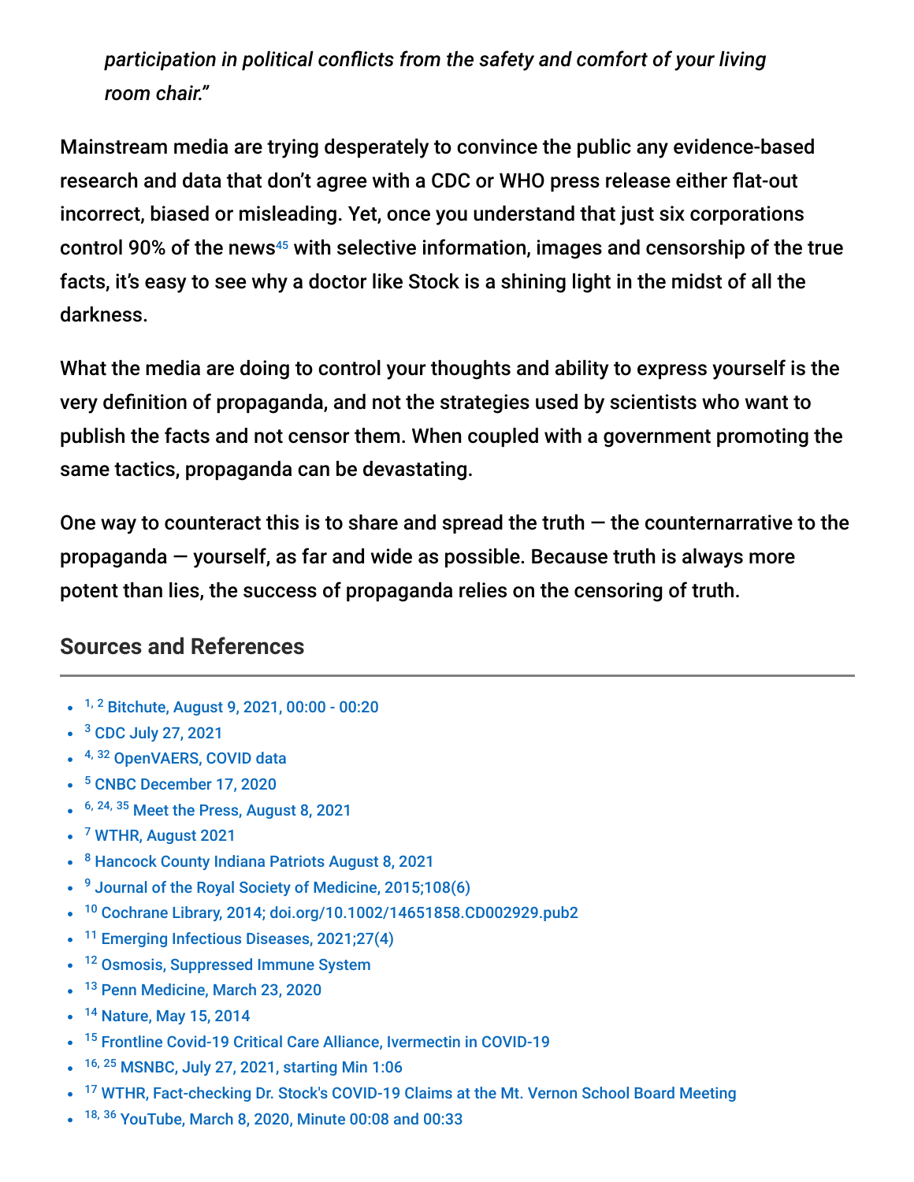*participation in political conflicts from the safety and comfort of your living room chair."*

Mainstream media are trying desperately to convince the public any evidence-based research and data that don't agree with a CDC or WHO press release either flat-out incorrect, biased or misleading. Yet, once you understand that just six corporations control 90% of the news[45] with selective information, images and censorship of the true facts, it's easy to see why a doctor like Stock is a shining light in the midst of all the darkness.

What the media are doing to control your thoughts and ability to express yourself is the very definition of propaganda, and not the strategies used by scientists who want to publish the facts and not censor them. When coupled with a government promoting the same tactics, propaganda can be devastating.

One way to counteract this is to share and spread the truth — the counternarrative to the propaganda — yourself, as far and wide as possible. Because truth is always more potent than lies, the success of propaganda relies on the censoring of truth.

## Sources and References

- [1, 2] Bitchute, August 9, 2021, 00:00 - 00:20
- [3] CDC July 27, 2021
- [4, 32] OpenVAERS, COVID data
- [5] CNBC December 17, 2020
- [6, 24, 35] Meet the Press, August 8, 2021
- [7] WTHR, August 2021
- [8] Hancock County Indiana Patriots August 8, 2021
- [9] Journal of the Royal Society of Medicine, 2015;108(6)
- [10] Cochrane Library, 2014; doi.org/10.1002/14651858.CD002929.pub2
- [11] Emerging Infectious Diseases, 2021;27(4)
- [12] Osmosis, Suppressed Immune System
- [13] Penn Medicine, March 23, 2020
- [14] Nature, May 15, 2014
- [15] Frontline Covid-19 Critical Care Alliance, Ivermectin in COVID-19
- [16, 25] MSNBC, July 27, 2021, starting Min 1:06
- [17] WTHR, Fact-checking Dr. Stock's COVID-19 Claims at the Mt. Vernon School Board Meeting
- [18, 36] YouTube, March 8, 2020, Minute 00:08 and 00:33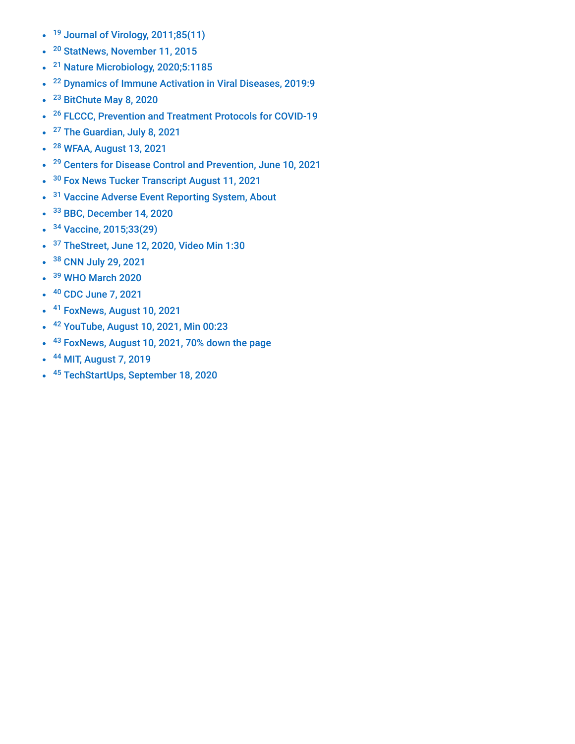- [19] Journal of Virology, 2011;85(11)
- [20] StatNews, November 11, 2015
- [21] Nature Microbiology, 2020;5:1185
- [22] Dynamics of Immune Activation in Viral Diseases, 2019:9
- [23] BitChute May 8, 2020
- [26] FLCCC, Prevention and Treatment Protocols for COVID-19
- [27] The Guardian, July 8, 2021
- [28] WFAA, August 13, 2021
- [29] Centers for Disease Control and Prevention, June 10, 2021
- [30] Fox News Tucker Transcript August 11, 2021
- [31] Vaccine Adverse Event Reporting System, About
- [33] BBC, December 14, 2020
- [34] Vaccine, 2015;33(29)
- [37] TheStreet, June 12, 2020, Video Min 1:30
- [38] CNN July 29, 2021
- [39] WHO March 2020
- [40] CDC June 7, 2021
- [41] FoxNews, August 10, 2021
- [42] YouTube, August 10, 2021, Min 00:23
- [43] FoxNews, August 10, 2021, 70% down the page
- [44] MIT, August 7, 2019
- [45] TechStartUps, September 18, 2020